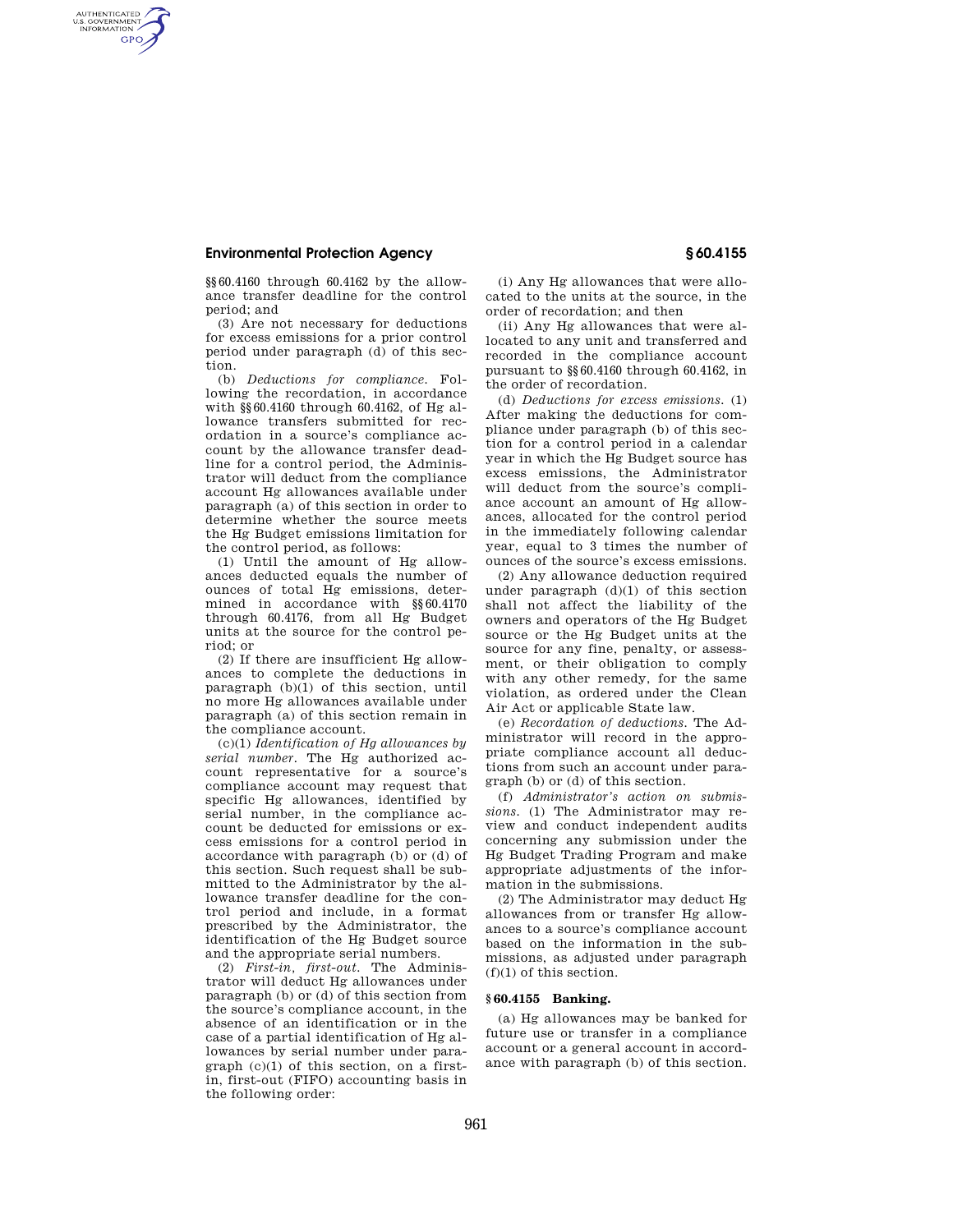§§ 60.4160 through 60.4162 by the allowance transfer deadline for the control period; and

(3) Are not necessary for deductions for excess emissions for a prior control period under paragraph (d) of this section.

(b) *Deductions for compliance.* Following the recordation, in accordance with §§ 60.4160 through 60.4162, of Hg allowance transfers submitted for recordation in a source's compliance account by the allowance transfer deadline for a control period, the Administrator will deduct from the compliance account Hg allowances available under paragraph (a) of this section in order to determine whether the source meets the Hg Budget emissions limitation for the control period, as follows:

(1) Until the amount of Hg allowances deducted equals the number of ounces of total Hg emissions, determined in accordance with §§ 60.4170 through 60.4176, from all Hg Budget units at the source for the control period; or

(2) If there are insufficient Hg allowances to complete the deductions in paragraph (b)(1) of this section, until no more Hg allowances available under paragraph (a) of this section remain in the compliance account.

(c)(1) *Identification of Hg allowances by serial number.* The Hg authorized account representative for a source's compliance account may request that specific Hg allowances, identified by serial number, in the compliance account be deducted for emissions or excess emissions for a control period in accordance with paragraph (b) or (d) of this section. Such request shall be submitted to the Administrator by the allowance transfer deadline for the control period and include, in a format prescribed by the Administrator, the identification of the Hg Budget source and the appropriate serial numbers.

(2) *First-in, first-out.* The Administrator will deduct Hg allowances under paragraph (b) or (d) of this section from the source's compliance account, in the absence of an identification or in the case of a partial identification of Hg allowances by serial number under paragraph (c)(1) of this section, on a first-in, first-out (FIFO) accounting basis in the following order:

(i) Any Hg allowances that were allocated to the units at the source, in the order of recordation; and then

(ii) Any Hg allowances that were allocated to any unit and transferred and recorded in the compliance account pursuant to §§ 60.4160 through 60.4162, in the order of recordation.

(d) *Deductions for excess emissions.* (1) After making the deductions for compliance under paragraph (b) of this section for a control period in a calendar year in which the Hg Budget source has excess emissions, the Administrator will deduct from the source's compliance account an amount of Hg allowances, allocated for the control period in the immediately following calendar year, equal to 3 times the number of ounces of the source's excess emissions.

(2) Any allowance deduction required under paragraph (d)(1) of this section shall not affect the liability of the owners and operators of the Hg Budget source or the Hg Budget units at the source for any fine, penalty, or assessment, or their obligation to comply with any other remedy, for the same violation, as ordered under the Clean Air Act or applicable State law.

(e) *Recordation of deductions.* The Administrator will record in the appropriate compliance account all deductions from such an account under paragraph (b) or (d) of this section.

(f) *Administrator's action on submissions.* (1) The Administrator may review and conduct independent audits concerning any submission under the Hg Budget Trading Program and make appropriate adjustments of the information in the submissions.

(2) The Administrator may deduct Hg allowances from or transfer Hg allowances to a source's compliance account based on the information in the submissions, as adjusted under paragraph (f)(1) of this section.

### § 60.4155 Banking.

(a) Hg allowances may be banked for future use or transfer in a compliance account or a general account in accordance with paragraph (b) of this section.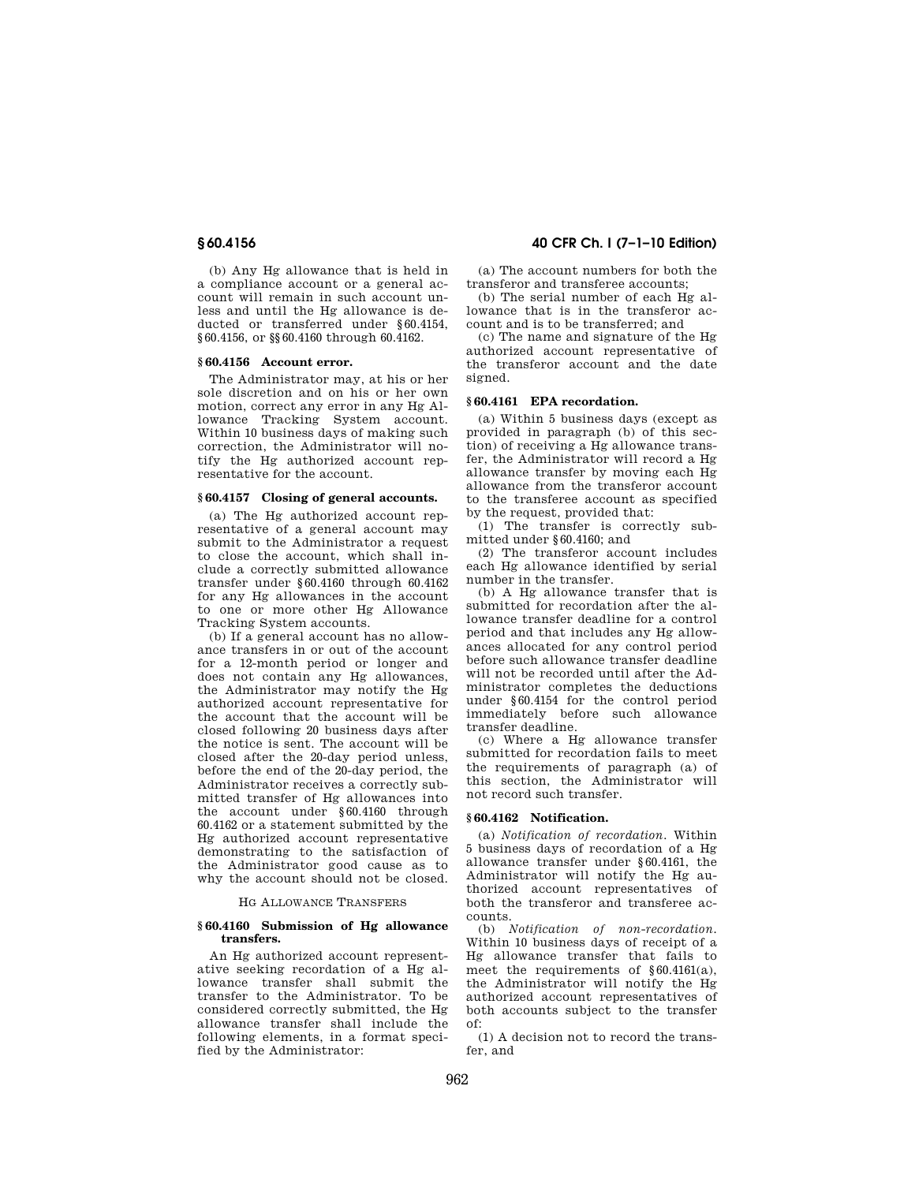(b) Any Hg allowance that is held in a compliance account or a general account will remain in such account unless and until the Hg allowance is deducted or transferred under §60.4154, §60.4156, or §§60.4160 through 60.4162.

### §60.4156 Account error.

The Administrator may, at his or her sole discretion and on his or her own motion, correct any error in any Hg Allowance Tracking System account. Within 10 business days of making such correction, the Administrator will notify the Hg authorized account representative for the account.

### §60.4157 Closing of general accounts.

(a) The Hg authorized account representative of a general account may submit to the Administrator a request to close the account, which shall include a correctly submitted allowance transfer under §60.4160 through 60.4162 for any Hg allowances in the account to one or more other Hg Allowance Tracking System accounts.

(b) If a general account has no allowance transfers in or out of the account for a 12-month period or longer and does not contain any Hg allowances, the Administrator may notify the Hg authorized account representative for the account that the account will be closed following 20 business days after the notice is sent. The account will be closed after the 20-day period unless, before the end of the 20-day period, the Administrator receives a correctly submitted transfer of Hg allowances into the account under §60.4160 through 60.4162 or a statement submitted by the Hg authorized account representative demonstrating to the satisfaction of the Administrator good cause as to why the account should not be closed.

## Hg Allowance Transfers

### §60.4160 Submission of Hg allowance transfers.

An Hg authorized account representative seeking recordation of a Hg allowance transfer shall submit the transfer to the Administrator. To be considered correctly submitted, the Hg allowance transfer shall include the following elements, in a format specified by the Administrator:

(a) The account numbers for both the transferor and transferee accounts;

(b) The serial number of each Hg allowance that is in the transferor account and is to be transferred; and

(c) The name and signature of the Hg authorized account representative of the transferor account and the date signed.

### §60.4161 EPA recordation.

(a) Within 5 business days (except as provided in paragraph (b) of this section) of receiving a Hg allowance transfer, the Administrator will record a Hg allowance transfer by moving each Hg allowance from the transferor account to the transferee account as specified by the request, provided that:

(1) The transfer is correctly submitted under §60.4160; and

(2) The transferor account includes each Hg allowance identified by serial number in the transfer.

(b) A Hg allowance transfer that is submitted for recordation after the allowance transfer deadline for a control period and that includes any Hg allowances allocated for any control period before such allowance transfer deadline will not be recorded until after the Administrator completes the deductions under §60.4154 for the control period immediately before such allowance transfer deadline.

(c) Where a Hg allowance transfer submitted for recordation fails to meet the requirements of paragraph (a) of this section, the Administrator will not record such transfer.

### §60.4162 Notification.

(a) *Notification of recordation.* Within 5 business days of recordation of a Hg allowance transfer under §60.4161, the Administrator will notify the Hg authorized account representatives of both the transferor and transferee accounts.

(b) *Notification of non-recordation.* Within 10 business days of receipt of a Hg allowance transfer that fails to meet the requirements of §60.4161(a), the Administrator will notify the Hg authorized account representatives of both accounts subject to the transfer of:

(1) A decision not to record the transfer, and